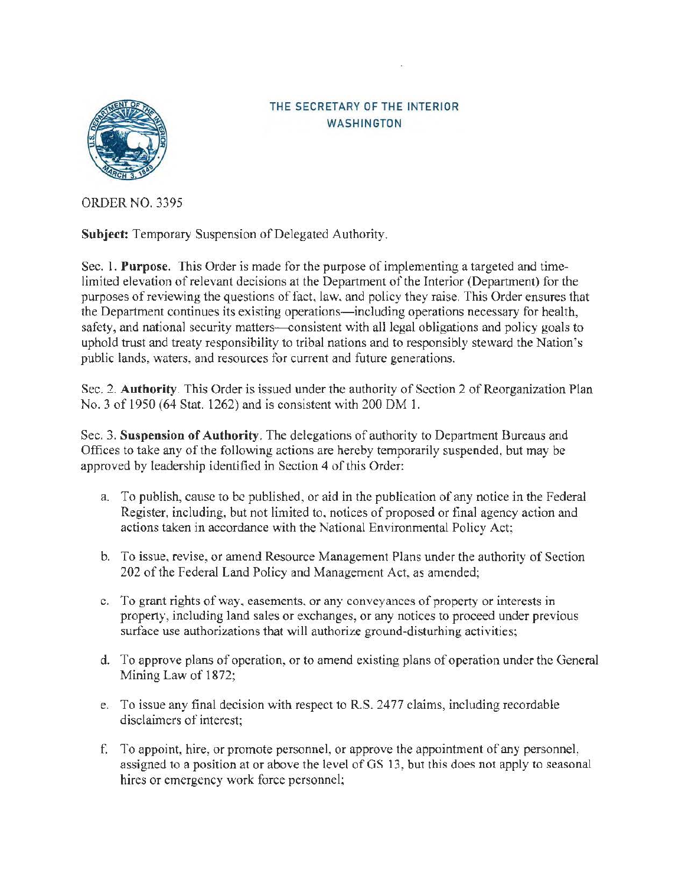THE SECRETARY OF THE INTERIOR
WASHINGTON

ORDER NO. 3395

**Subject:** Temporary Suspension of Delegated Authority.

Sec. 1. **Purpose.** This Order is made for the purpose of implementing a targeted and time-limited elevation of relevant decisions at the Department of the Interior (Department) for the purposes of reviewing the questions of fact, law, and policy they raise. This Order ensures that the Department continues its existing operations—including operations necessary for health, safety, and national security matters—consistent with all legal obligations and policy goals to uphold trust and treaty responsibility to tribal nations and to responsibly steward the Nation's public lands, waters, and resources for current and future generations.

Sec. 2. **Authority**. This Order is issued under the authority of Section 2 of Reorganization Plan No. 3 of 1950 (64 Stat. 1262) and is consistent with 200 DM 1.

Sec. 3. **Suspension of Authority**. The delegations of authority to Department Bureaus and Offices to take any of the following actions are hereby temporarily suspended, but may be approved by leadership identified in Section 4 of this Order:

a. To publish, cause to be published, or aid in the publication of any notice in the Federal Register, including, but not limited to, notices of proposed or final agency action and actions taken in accordance with the National Environmental Policy Act;

b. To issue, revise, or amend Resource Management Plans under the authority of Section 202 of the Federal Land Policy and Management Act, as amended;

c. To grant rights of way, easements, or any conveyances of property or interests in property, including land sales or exchanges, or any notices to proceed under previous surface use authorizations that will authorize ground-disturbing activities;

d. To approve plans of operation, or to amend existing plans of operation under the General Mining Law of 1872;

e. To issue any final decision with respect to R.S. 2477 claims, including recordable disclaimers of interest;

f. To appoint, hire, or promote personnel, or approve the appointment of any personnel, assigned to a position at or above the level of GS 13, but this does not apply to seasonal hires or emergency work force personnel;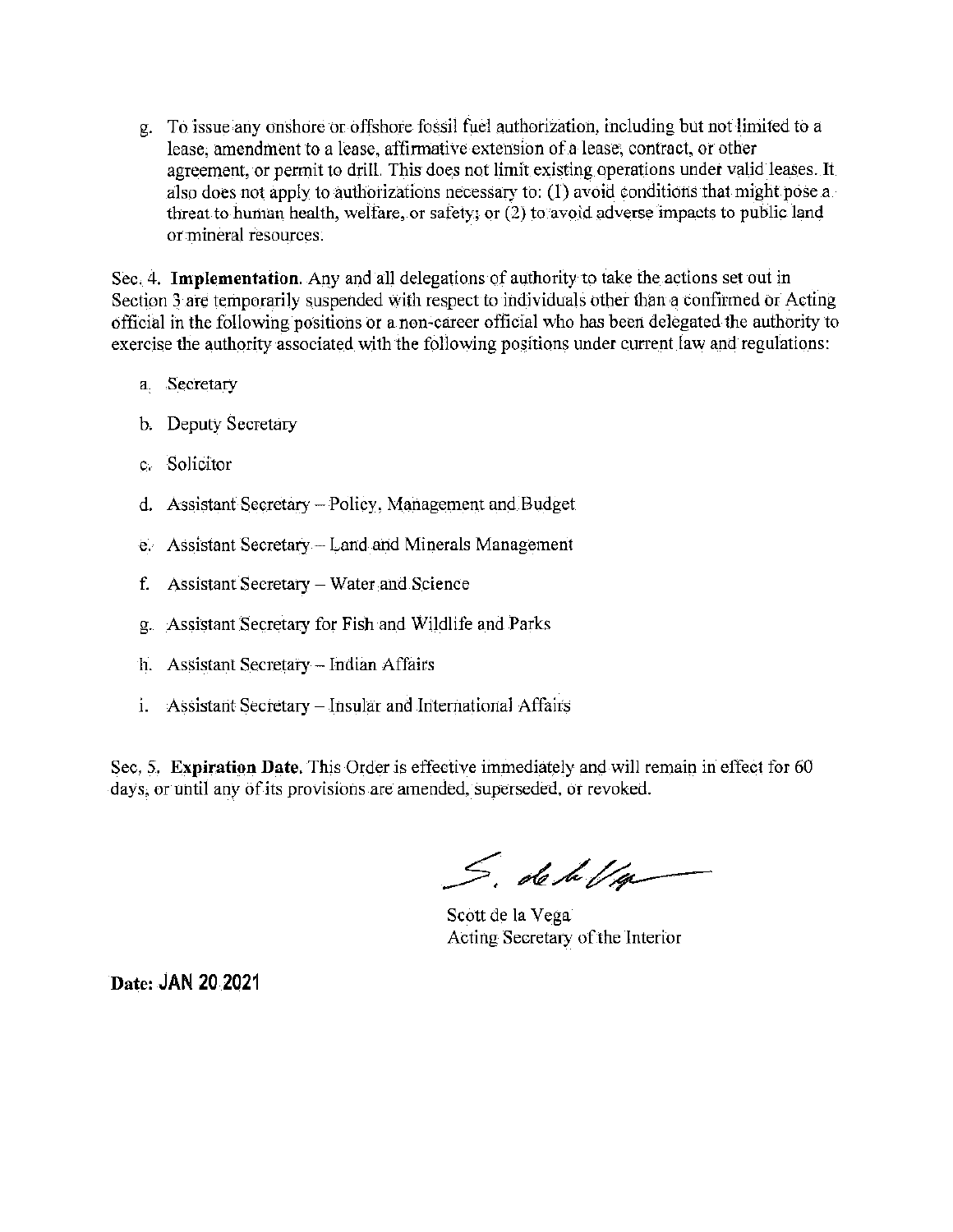g. To issue any onshore or offshore fossil fuel authorization, including but not limited to a lease, amendment to a lease, affirmative extension of a lease, contract, or other agreement, or permit to drill. This does not limit existing operations under valid leases. It also does not apply to authorizations necessary to: (1) avoid conditions that might pose a threat to human health, welfare, or safety; or (2) to avoid adverse impacts to public land or mineral resources.

Sec. 4. **Implementation.** Any and all delegations of authority to take the actions set out in Section 3 are temporarily suspended with respect to individuals other than a confirmed or Acting official in the following positions or a non-career official who has been delegated the authority to exercise the authority associated with the following positions under current law and regulations:

a. Secretary

b. Deputy Secretary

c. Solicitor

d. Assistant Secretary – Policy, Management and Budget

e. Assistant Secretary – Land and Minerals Management

f. Assistant Secretary – Water and Science

g. Assistant Secretary for Fish and Wildlife and Parks

h. Assistant Secretary – Indian Affairs

i. Assistant Secretary – Insular and International Affairs

Sec. 5. **Expiration Date.** This Order is effective immediately and will remain in effect for 60 days, or until any of its provisions are amended, superseded, or revoked.

S. de la Vega

Scott de la Vega
Acting Secretary of the Interior

**Date: JAN 20 2021**